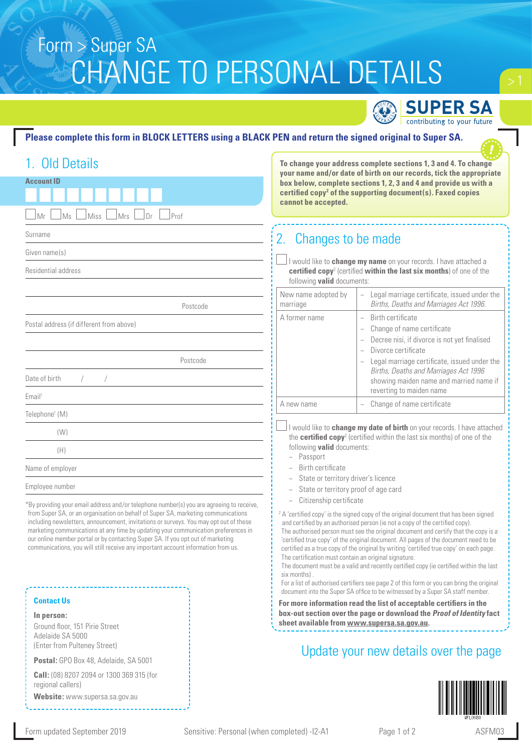# Form > Super SA
# CHANGE TO PERSONAL DETAILS

SUPER SA
contributing to your future

**Please complete this form in BLOCK LETTERS using a BLACK PEN and return the signed original to Super SA.**

## 1. Old Details

**Account ID**

☐ Mr ☐ Ms ☐ Miss ☐ Mrs ☐ Dr ☐ Prof

Surname

Given name(s)

Residential address

Postcode

Postal address (if different from above)

Postcode

Date of birth / /

Email[1]

Telephone[1] (M)

(W)

(H)

Name of employer

Employee number

*By providing your email address and/or telephone number(s) you are agreeing to receive, from Super SA, or an organisation on behalf of Super SA, marketing communications including newsletters, announcement, invitations or surveys. You may opt out of these marketing communications at any time by updating your communication preferences in our online member portal or by contacting Super SA. If you opt out of marketing communications, you will still receive any important account information from us.

**Contact Us**

**In person:**
Ground floor, 151 Pirie Street
Adelaide SA 5000
(Enter from Pulteney Street)

**Postal:** GPO Box 48, Adelaide, SA 5001

**Call:** (08) 8207 2094 or 1300 369 315 (for regional callers)

**Website:** www.supersa.sa.gov.au

**To change your address complete sections 1, 3 and 4. To change your name and/or date of birth on our records, tick the appropriate box below, complete sections 1, 2, 3 and 4 and provide us with a certified copy[2] of the supporting document(s). Faxed copies cannot be accepted.**

## 2. Changes to be made

☐ I would like to **change my name** on your records. I have attached a **certified copy**[2] (certified **within the last six months**) of one of the following **valid** documents:

| | |
|---|---|
| New name adopted by marriage | – Legal marriage certificate, issued under the *Births, Deaths and Marriages Act 1996.* |
| A former name | – Birth certificate<br>– Change of name certificate<br>– Decree nisi, if divorce is not yet finalised<br>– Divorce certificate<br>– Legal marriage certificate, issued under the *Births, Deaths and Marriages Act 1996* showing maiden name and married name if reverting to maiden name |
| A new name | – Change of name certificate |

☐ I would like to **change my date of birth** on your records. I have attached the **certified copy**[2] (certified within the last six months) of one of the following **valid** documents:

- Passport
- Birth certificate
- State or territory driver's licence
- State or territory proof of age card
- Citizenship certificate

[2] A 'certified copy' is the signed copy of the original document that has been signed and certified by an authorised person (ie not a copy of the certified copy). The authorised person must see the original document and certify that the copy is a 'certified true copy' of the original document. All pages of the document need to be certified as a true copy of the original by writing 'certified true copy' on each page. The certification must contain an original signature. The document must be a valid and recently certified copy (ie certified within the last six months) . For a list of authorised certifiers see page 2 of this form or you can bring the original document into the Super SA office to be witnessed by a Super SA staff member.

**For more information read the list of acceptable certifiers in the box-out section over the page or download the *Proof of Identity* fact sheet available from www.supersa.sa.gov.au.**

## Update your new details over the page

Form updated September 2019 Sensitive: Personal (when completed) -I2-A1 ASFM03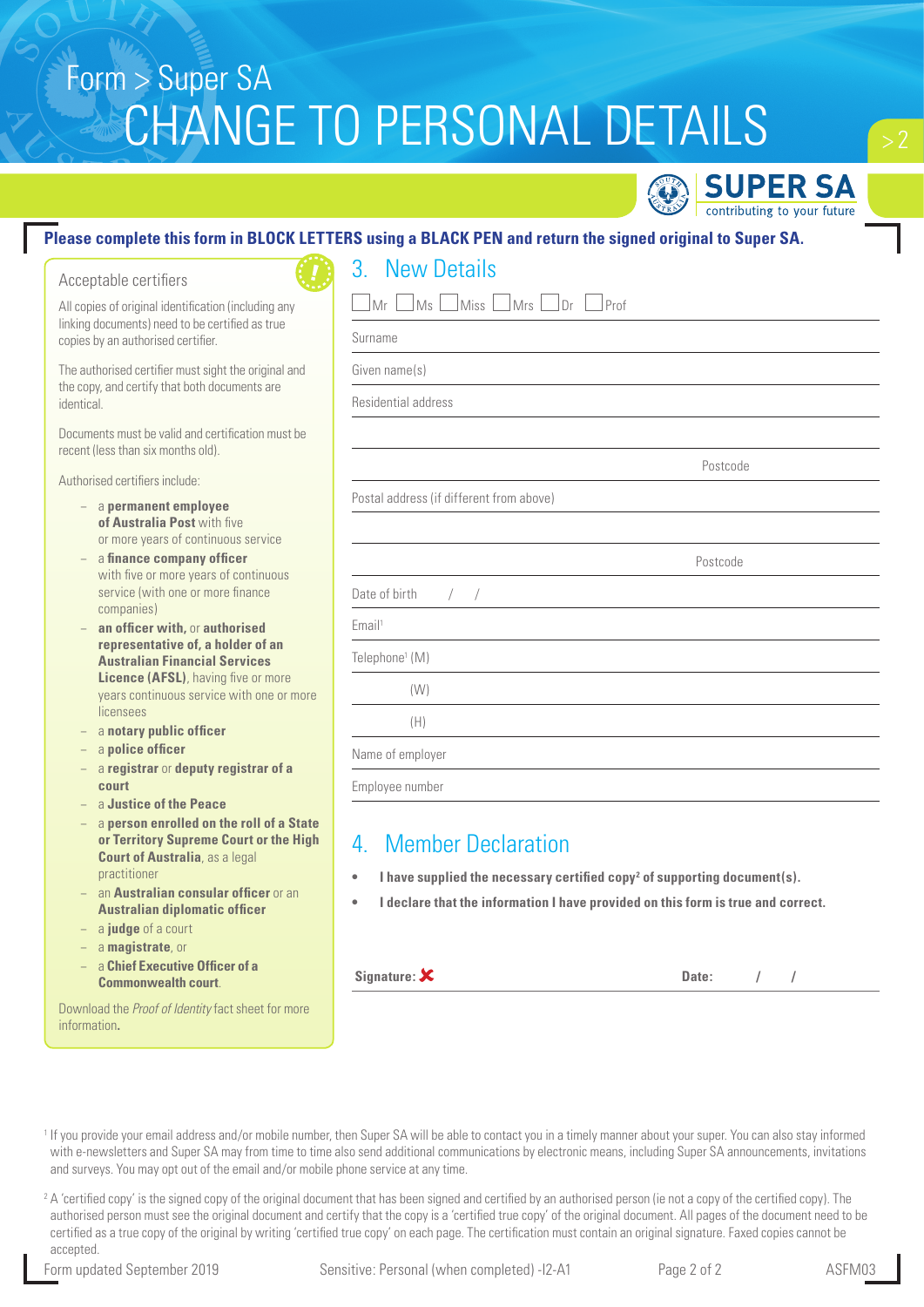# Form > Super SA
# CHANGE TO PERSONAL DETAILS

SUPER SA
contributing to your future

**Please complete this form in BLOCK LETTERS using a BLACK PEN and return the signed original to Super SA.**

### Acceptable certifiers

All copies of original identification (including any linking documents) need to be certified as true copies by an authorised certifier.

The authorised certifier must sight the original and the copy, and certify that both documents are identical.

Documents must be valid and certification must be recent (less than six months old).

Authorised certifiers include:

- a **permanent employee of Australia Post** with five or more years of continuous service
- a **finance company officer** with five or more years of continuous service (with one or more finance companies)
- **an officer with,** or **authorised representative of, a holder of an Australian Financial Services Licence (AFSL)**, having five or more years continuous service with one or more licensees
- a **notary public officer**
- a **police officer**
- a **registrar** or **deputy registrar of a court**
- a **Justice of the Peace**
- a **person enrolled on the roll of a State or Territory Supreme Court or the High Court of Australia**, as a legal practitioner
- an **Australian consular officer** or an **Australian diplomatic officer**
- a **judge** of a court
- a **magistrate**, or
- a **Chief Executive Officer of a Commonwealth court**.

Download the *Proof of Identity* fact sheet for more information.

## 3. New Details

☐ Mr ☐ Ms ☐ Miss ☐ Mrs ☐ Dr ☐ Prof

Surname

Given name(s)

Residential address

Postcode

Postal address (if different from above)

Postcode

Date of birth / /

Email[1]

Telephone[1] (M)

(W)

(H)

Name of employer

Employee number

## 4. Member Declaration

- **I have supplied the necessary certified copy[2] of supporting document(s).**
- **I declare that the information I have provided on this form is true and correct.**

**Signature:** ✘ **Date:** / /

[1] If you provide your email address and/or mobile number, then Super SA will be able to contact you in a timely manner about your super. You can also stay informed with e-newsletters and Super SA may from time to time also send additional communications by electronic means, including Super SA announcements, invitations and surveys. You may opt out of the email and/or mobile phone service at any time.

[2] A 'certified copy' is the signed copy of the original document that has been signed and certified by an authorised person (ie not a copy of the certified copy). The authorised person must see the original document and certify that the copy is a 'certified true copy' of the original document. All pages of the document need to be certified as a true copy of the original by writing 'certified true copy' on each page. The certification must contain an original signature. Faxed copies cannot be accepted.

Form updated September 2019 Sensitive: Personal (when completed) -I2-A1 ASFM03